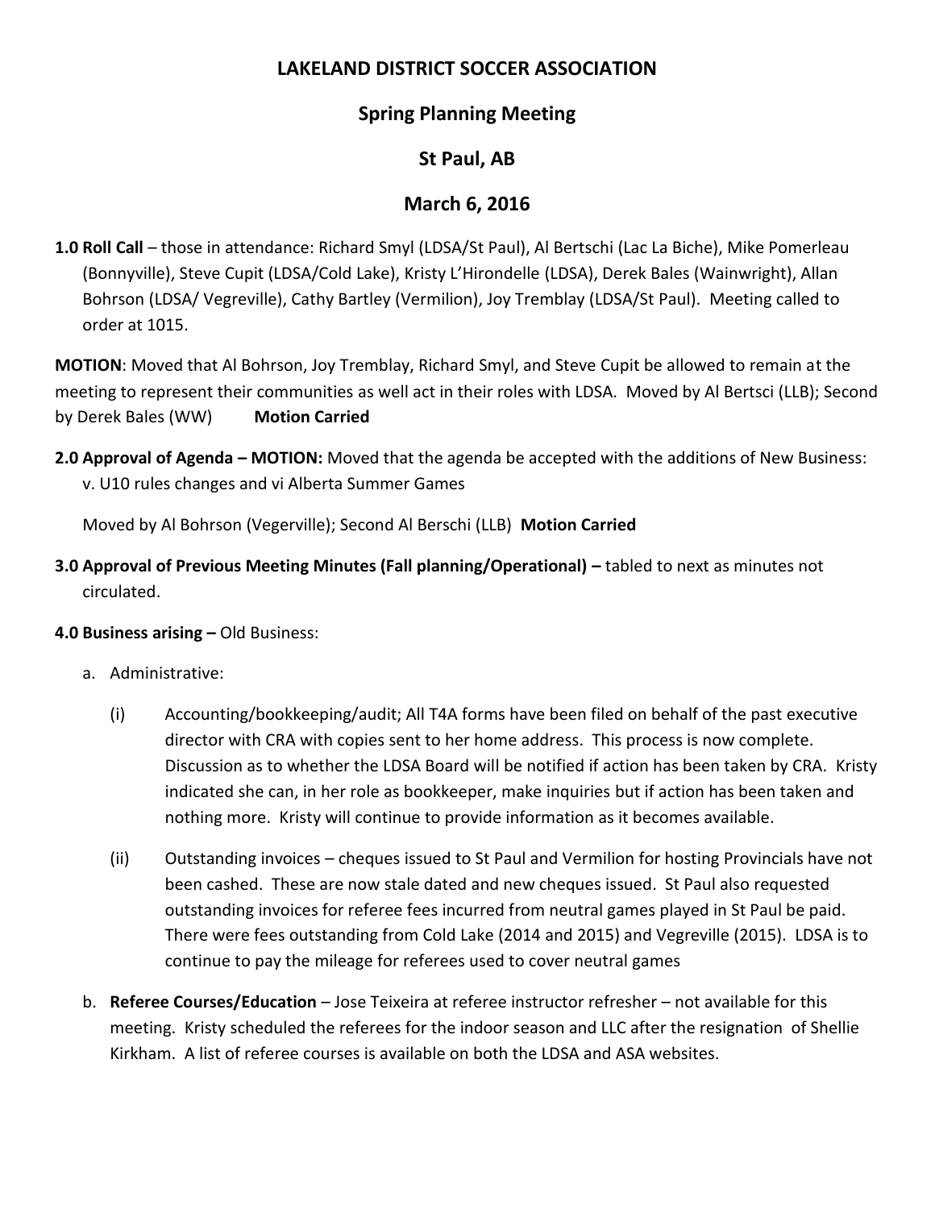# LAKELAND DISTRICT SOCCER ASSOCIATION

## Spring Planning Meeting

## St Paul, AB

## March 6, 2016

**1.0 Roll Call** – those in attendance: Richard Smyl (LDSA/St Paul), Al Bertschi (Lac La Biche), Mike Pomerleau (Bonnyville), Steve Cupit (LDSA/Cold Lake), Kristy L'Hirondelle (LDSA), Derek Bales (Wainwright), Allan Bohrson (LDSA/ Vegreville), Cathy Bartley (Vermilion), Joy Tremblay (LDSA/St Paul). Meeting called to order at 1015.

**MOTION**: Moved that Al Bohrson, Joy Tremblay, Richard Smyl, and Steve Cupit be allowed to remain at the meeting to represent their communities as well act in their roles with LDSA. Moved by Al Bertsci (LLB); Second by Derek Bales (WW) **Motion Carried**

**2.0 Approval of Agenda – MOTION:** Moved that the agenda be accepted with the additions of New Business: v. U10 rules changes and vi Alberta Summer Games

Moved by Al Bohrson (Vegerville); Second Al Berschi (LLB) **Motion Carried**

**3.0 Approval of Previous Meeting Minutes (Fall planning/Operational) –** tabled to next as minutes not circulated.

**4.0 Business arising –** Old Business:

a. Administrative:

   (i) Accounting/bookkeeping/audit; All T4A forms have been filed on behalf of the past executive director with CRA with copies sent to her home address. This process is now complete. Discussion as to whether the LDSA Board will be notified if action has been taken by CRA. Kristy indicated she can, in her role as bookkeeper, make inquiries but if action has been taken and nothing more. Kristy will continue to provide information as it becomes available.

   (ii) Outstanding invoices – cheques issued to St Paul and Vermilion for hosting Provincials have not been cashed. These are now stale dated and new cheques issued. St Paul also requested outstanding invoices for referee fees incurred from neutral games played in St Paul be paid. There were fees outstanding from Cold Lake (2014 and 2015) and Vegreville (2015). LDSA is to continue to pay the mileage for referees used to cover neutral games

b. **Referee Courses/Education** – Jose Teixeira at referee instructor refresher – not available for this meeting. Kristy scheduled the referees for the indoor season and LLC after the resignation of Shellie Kirkham. A list of referee courses is available on both the LDSA and ASA websites.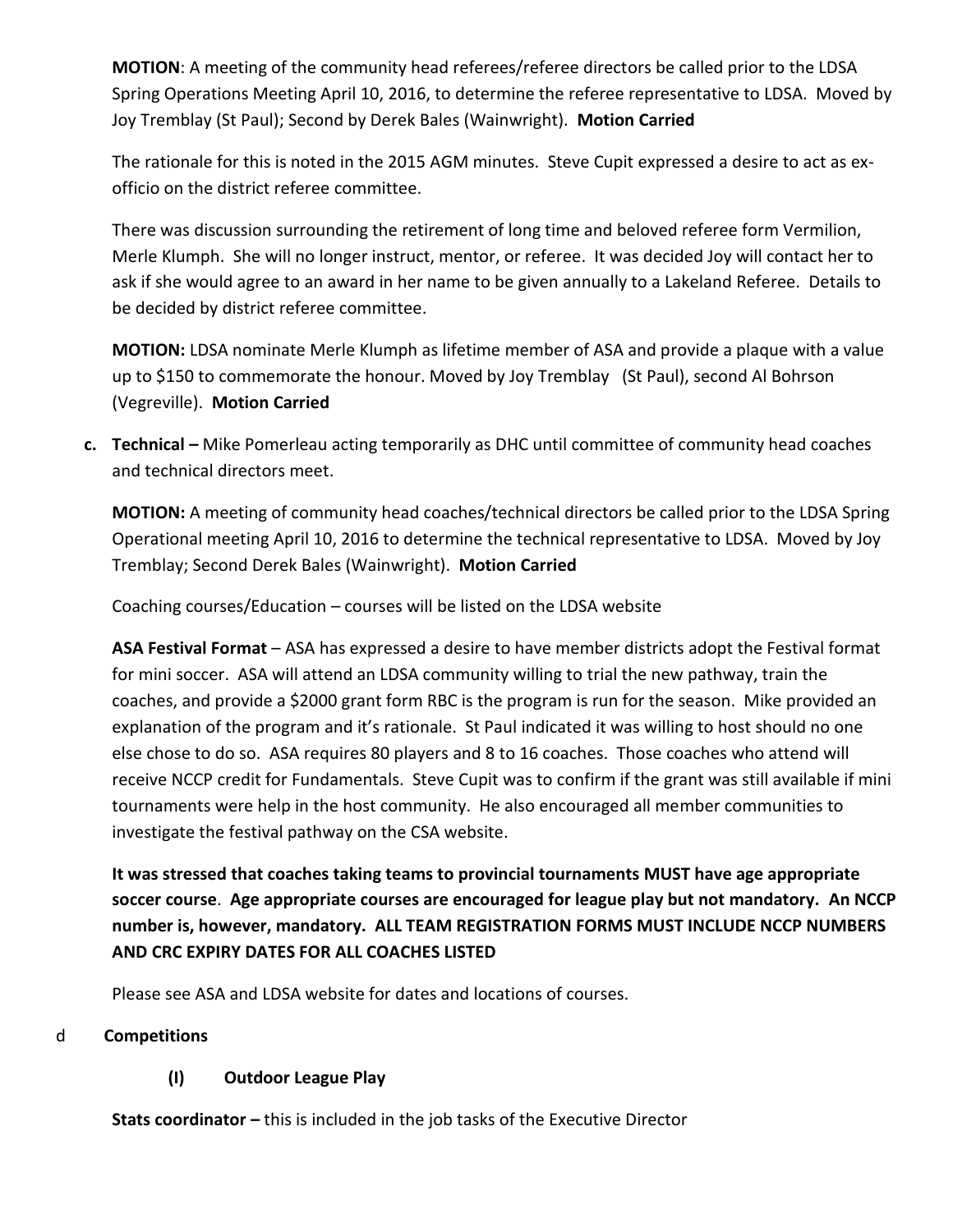**MOTION**: A meeting of the community head referees/referee directors be called prior to the LDSA Spring Operations Meeting April 10, 2016, to determine the referee representative to LDSA. Moved by Joy Tremblay (St Paul); Second by Derek Bales (Wainwright). **Motion Carried**

The rationale for this is noted in the 2015 AGM minutes. Steve Cupit expressed a desire to act as ex-officio on the district referee committee.

There was discussion surrounding the retirement of long time and beloved referee form Vermilion, Merle Klumph. She will no longer instruct, mentor, or referee. It was decided Joy will contact her to ask if she would agree to an award in her name to be given annually to a Lakeland Referee. Details to be decided by district referee committee.

**MOTION:** LDSA nominate Merle Klumph as lifetime member of ASA and provide a plaque with a value up to $150 to commemorate the honour. Moved by Joy Tremblay (St Paul), second Al Bohrson (Vegreville). **Motion Carried**

**c. Technical –** Mike Pomerleau acting temporarily as DHC until committee of community head coaches and technical directors meet.

**MOTION:** A meeting of community head coaches/technical directors be called prior to the LDSA Spring Operational meeting April 10, 2016 to determine the technical representative to LDSA. Moved by Joy Tremblay; Second Derek Bales (Wainwright). **Motion Carried**

Coaching courses/Education – courses will be listed on the LDSA website

**ASA Festival Format** – ASA has expressed a desire to have member districts adopt the Festival format for mini soccer. ASA will attend an LDSA community willing to trial the new pathway, train the coaches, and provide a $2000 grant form RBC is the program is run for the season. Mike provided an explanation of the program and it's rationale. St Paul indicated it was willing to host should no one else chose to do so. ASA requires 80 players and 8 to 16 coaches. Those coaches who attend will receive NCCP credit for Fundamentals. Steve Cupit was to confirm if the grant was still available if mini tournaments were help in the host community. He also encouraged all member communities to investigate the festival pathway on the CSA website.

**It was stressed that coaches taking teams to provincial tournaments MUST have age appropriate soccer course**. **Age appropriate courses are encouraged for league play but not mandatory. An NCCP number is, however, mandatory. ALL TEAM REGISTRATION FORMS MUST INCLUDE NCCP NUMBERS AND CRC EXPIRY DATES FOR ALL COACHES LISTED**

Please see ASA and LDSA website for dates and locations of courses.

d **Competitions**

**(I) Outdoor League Play**

**Stats coordinator –** this is included in the job tasks of the Executive Director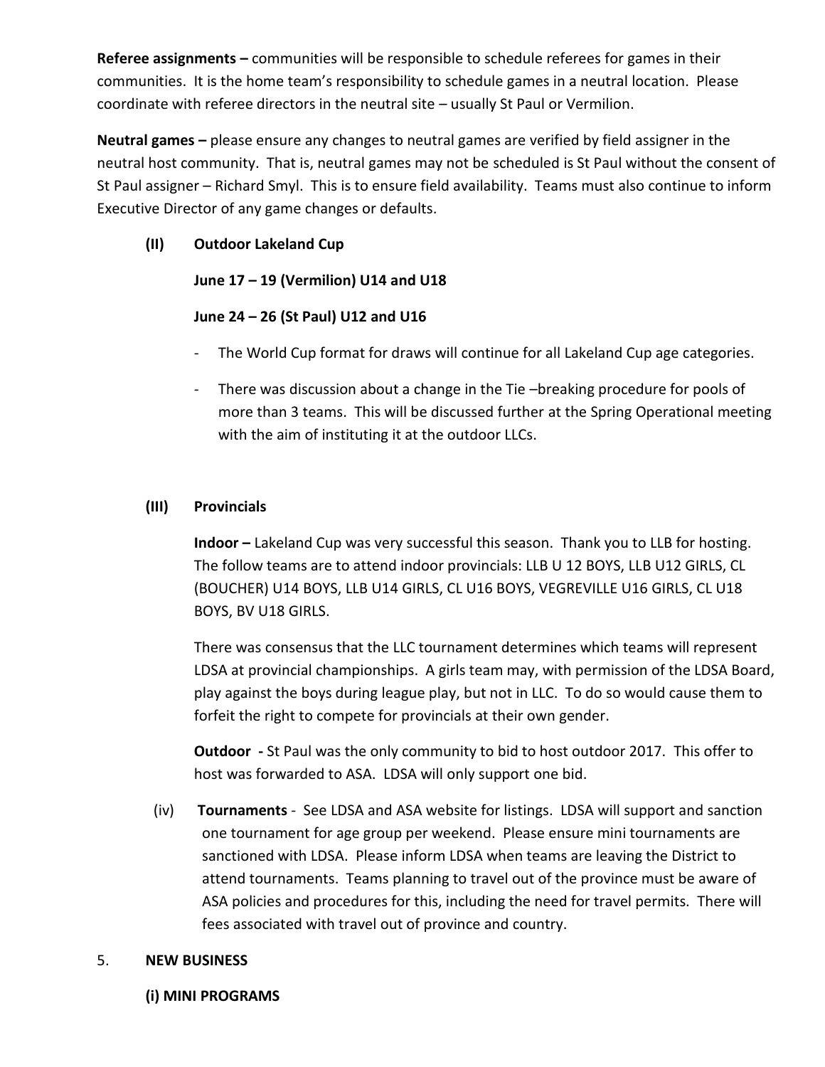**Referee assignments –** communities will be responsible to schedule referees for games in their communities. It is the home team's responsibility to schedule games in a neutral location. Please coordinate with referee directors in the neutral site – usually St Paul or Vermilion.

**Neutral games –** please ensure any changes to neutral games are verified by field assigner in the neutral host community. That is, neutral games may not be scheduled is St Paul without the consent of St Paul assigner – Richard Smyl. This is to ensure field availability. Teams must also continue to inform Executive Director of any game changes or defaults.

**(II) Outdoor Lakeland Cup**

**June 17 – 19 (Vermilion) U14 and U18**

**June 24 – 26 (St Paul) U12 and U16**

- The World Cup format for draws will continue for all Lakeland Cup age categories.
- There was discussion about a change in the Tie –breaking procedure for pools of more than 3 teams. This will be discussed further at the Spring Operational meeting with the aim of instituting it at the outdoor LLCs.

**(III) Provincials**

**Indoor –** Lakeland Cup was very successful this season. Thank you to LLB for hosting. The follow teams are to attend indoor provincials: LLB U 12 BOYS, LLB U12 GIRLS, CL (BOUCHER) U14 BOYS, LLB U14 GIRLS, CL U16 BOYS, VEGREVILLE U16 GIRLS, CL U18 BOYS, BV U18 GIRLS.

There was consensus that the LLC tournament determines which teams will represent LDSA at provincial championships. A girls team may, with permission of the LDSA Board, play against the boys during league play, but not in LLC. To do so would cause them to forfeit the right to compete for provincials at their own gender.

**Outdoor -** St Paul was the only community to bid to host outdoor 2017. This offer to host was forwarded to ASA. LDSA will only support one bid.

(iv) **Tournaments** - See LDSA and ASA website for listings. LDSA will support and sanction one tournament for age group per weekend. Please ensure mini tournaments are sanctioned with LDSA. Please inform LDSA when teams are leaving the District to attend tournaments. Teams planning to travel out of the province must be aware of ASA policies and procedures for this, including the need for travel permits. There will fees associated with travel out of province and country.

5. **NEW BUSINESS**

**(i) MINI PROGRAMS**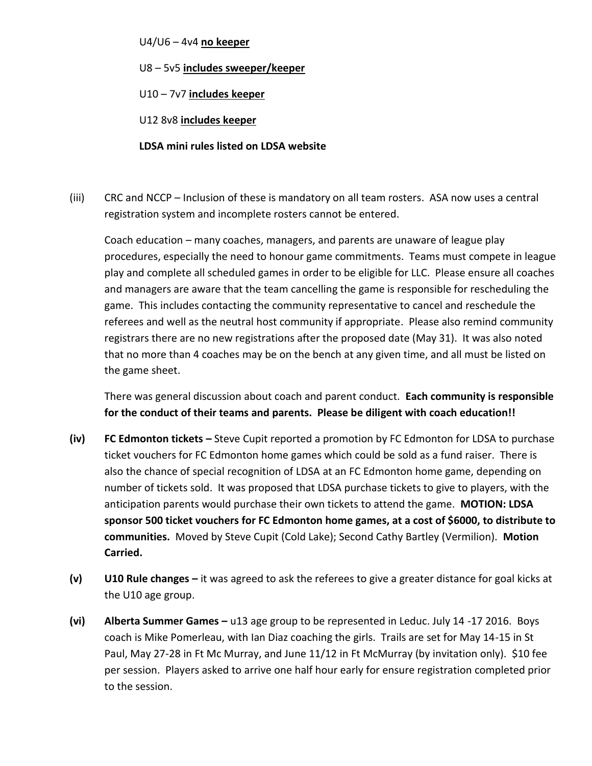U4/U6 – 4v4 **no keeper**

U8 – 5v5 **includes sweeper/keeper**

U10 – 7v7 **includes keeper**

U12 8v8 **includes keeper**

**LDSA mini rules listed on LDSA website**

(iii) CRC and NCCP – Inclusion of these is mandatory on all team rosters. ASA now uses a central registration system and incomplete rosters cannot be entered.

Coach education – many coaches, managers, and parents are unaware of league play procedures, especially the need to honour game commitments. Teams must compete in league play and complete all scheduled games in order to be eligible for LLC. Please ensure all coaches and managers are aware that the team cancelling the game is responsible for rescheduling the game. This includes contacting the community representative to cancel and reschedule the referees and well as the neutral host community if appropriate. Please also remind community registrars there are no new registrations after the proposed date (May 31). It was also noted that no more than 4 coaches may be on the bench at any given time, and all must be listed on the game sheet.

There was general discussion about coach and parent conduct. **Each community is responsible for the conduct of their teams and parents. Please be diligent with coach education!!**

**(iv) FC Edmonton tickets –** Steve Cupit reported a promotion by FC Edmonton for LDSA to purchase ticket vouchers for FC Edmonton home games which could be sold as a fund raiser. There is also the chance of special recognition of LDSA at an FC Edmonton home game, depending on number of tickets sold. It was proposed that LDSA purchase tickets to give to players, with the anticipation parents would purchase their own tickets to attend the game. **MOTION: LDSA sponsor 500 ticket vouchers for FC Edmonton home games, at a cost of $6000, to distribute to communities.** Moved by Steve Cupit (Cold Lake); Second Cathy Bartley (Vermilion). **Motion Carried.**

**(v) U10 Rule changes –** it was agreed to ask the referees to give a greater distance for goal kicks at the U10 age group.

**(vi) Alberta Summer Games –** u13 age group to be represented in Leduc. July 14 -17 2016. Boys coach is Mike Pomerleau, with Ian Diaz coaching the girls. Trails are set for May 14-15 in St Paul, May 27-28 in Ft Mc Murray, and June 11/12 in Ft McMurray (by invitation only). $10 fee per session. Players asked to arrive one half hour early for ensure registration completed prior to the session.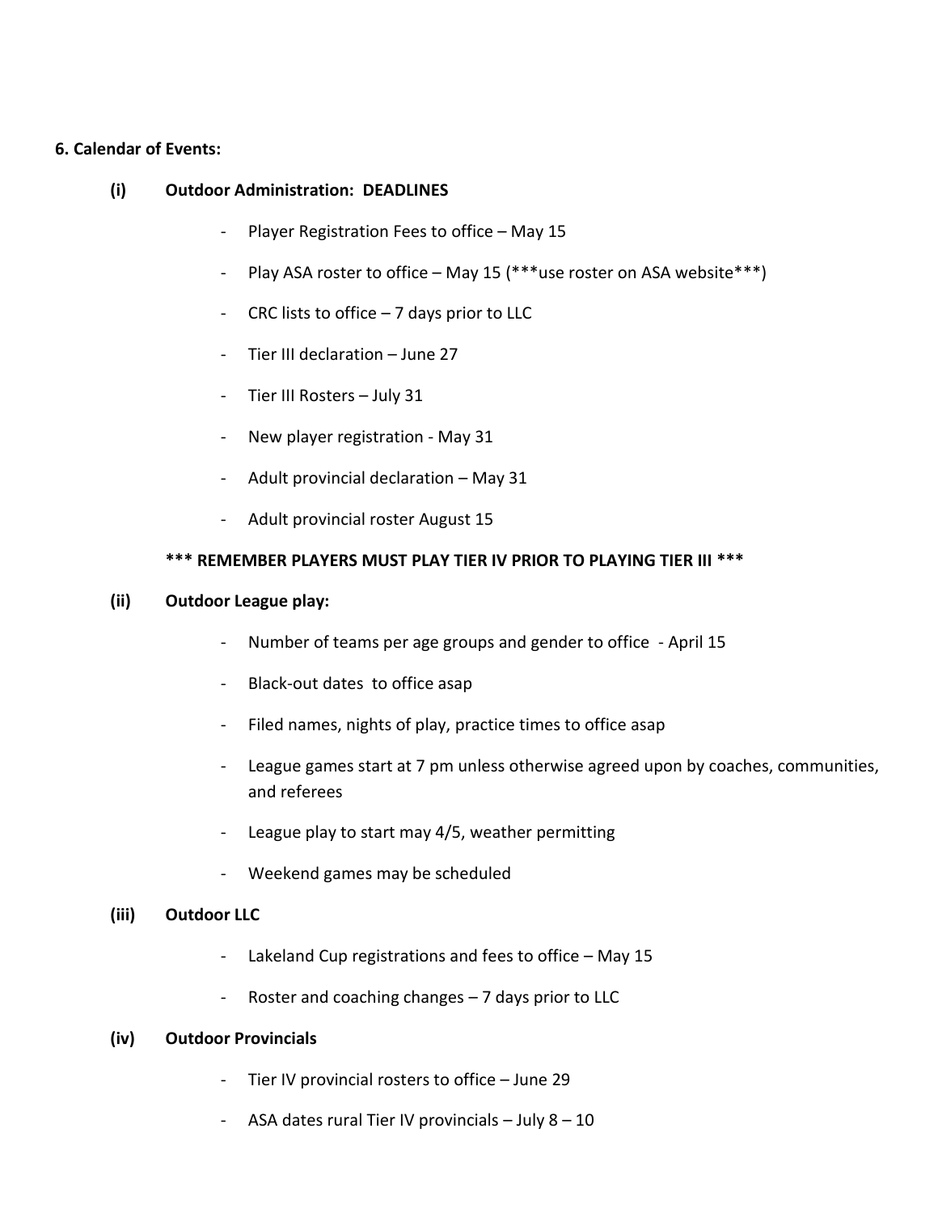## 6. Calendar of Events:

### (i) Outdoor Administration: DEADLINES

- Player Registration Fees to office – May 15
- Play ASA roster to office – May 15 (***use roster on ASA website***)
- CRC lists to office – 7 days prior to LLC
- Tier III declaration – June 27
- Tier III Rosters – July 31
- New player registration - May 31
- Adult provincial declaration – May 31
- Adult provincial roster August 15

**\*\*\* REMEMBER PLAYERS MUST PLAY TIER IV PRIOR TO PLAYING TIER III \*\*\***

### (ii) Outdoor League play:

- Number of teams per age groups and gender to office - April 15
- Black-out dates to office asap
- Filed names, nights of play, practice times to office asap
- League games start at 7 pm unless otherwise agreed upon by coaches, communities, and referees
- League play to start may 4/5, weather permitting
- Weekend games may be scheduled

### (iii) Outdoor LLC

- Lakeland Cup registrations and fees to office – May 15
- Roster and coaching changes – 7 days prior to LLC

### (iv) Outdoor Provincials

- Tier IV provincial rosters to office – June 29
- ASA dates rural Tier IV provincials – July 8 – 10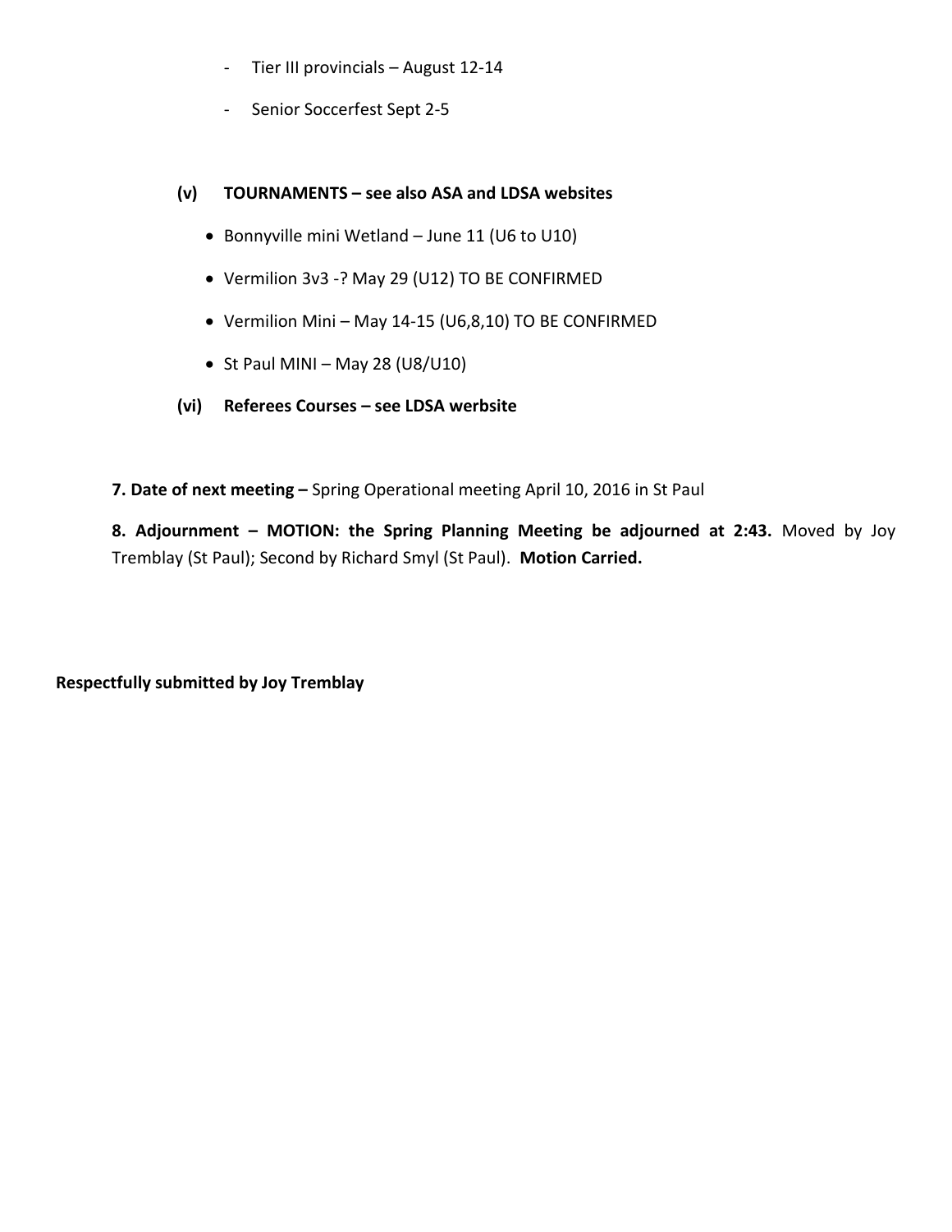- Tier III provincials – August 12-14
- Senior Soccerfest Sept 2-5

**(v) TOURNAMENTS – see also ASA and LDSA websites**

- Bonnyville mini Wetland – June 11 (U6 to U10)
- Vermilion 3v3 -? May 29 (U12) TO BE CONFIRMED
- Vermilion Mini – May 14-15 (U6,8,10) TO BE CONFIRMED
- St Paul MINI – May 28 (U8/U10)

**(vi) Referees Courses – see LDSA werbsite**

**7. Date of next meeting –** Spring Operational meeting April 10, 2016 in St Paul

**8. Adjournment – MOTION: the Spring Planning Meeting be adjourned at 2:43.** Moved by Joy Tremblay (St Paul); Second by Richard Smyl (St Paul). **Motion Carried.**

**Respectfully submitted by Joy Tremblay**